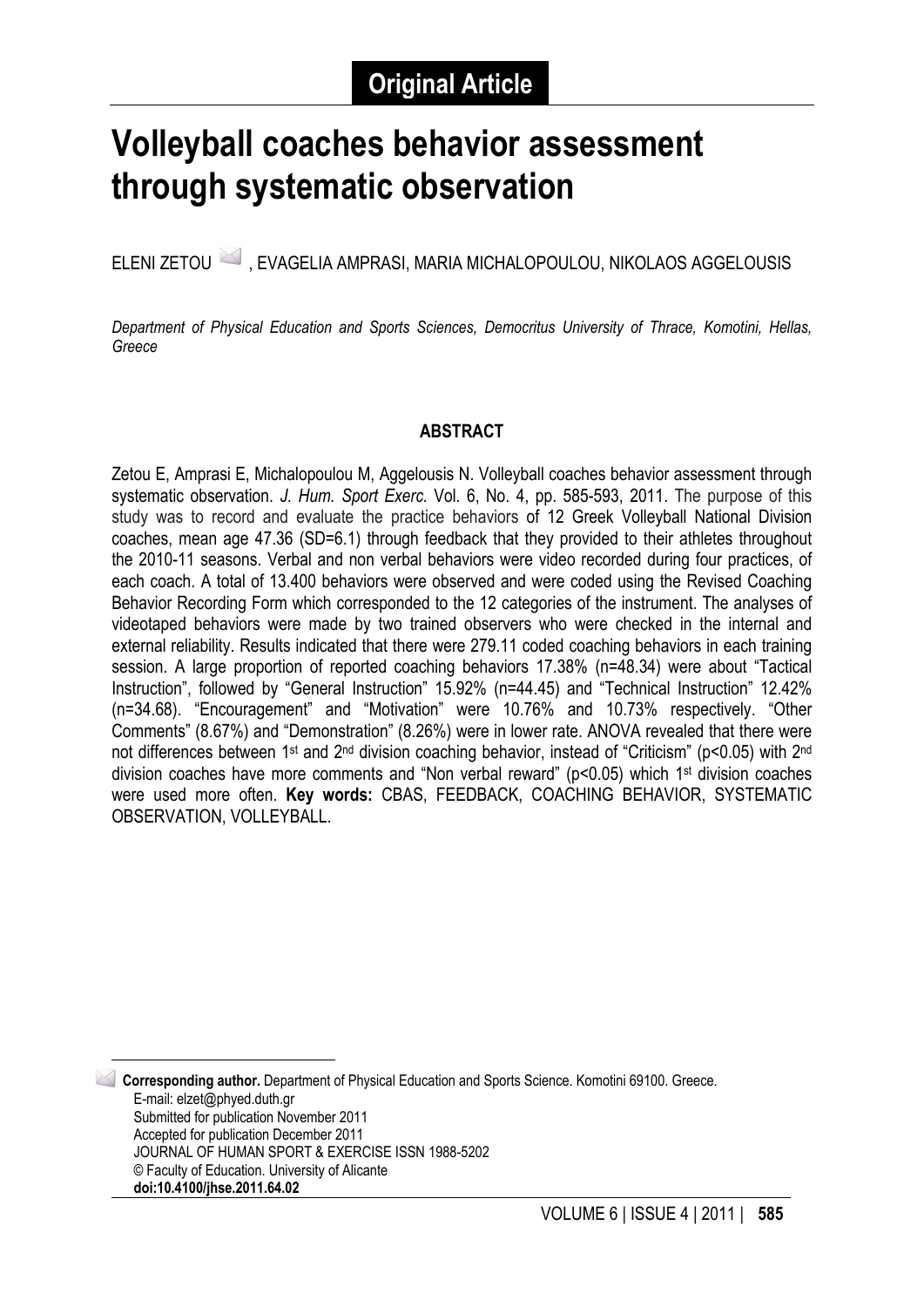**Original Article**

# Volleyball coaches behavior assessment through systematic observation

ELENI ZETOU, EVAGELIA AMPRASI, MARIA MICHALOPOULOU, NIKOLAOS AGGELOUSIS

*Department of Physical Education and Sports Sciences, Democritus University of Thrace, Komotini, Hellas, Greece*

## ABSTRACT

Zetou E, Amprasi E, Michalopoulou M, Aggelousis N. Volleyball coaches behavior assessment through systematic observation. *J. Hum. Sport Exerc.* Vol. 6, No. 4, pp. 585-593, 2011. The purpose of this study was to record and evaluate the practice behaviors of 12 Greek Volleyball National Division coaches, mean age 47.36 (SD=6.1) through feedback that they provided to their athletes throughout the 2010-11 seasons. Verbal and non verbal behaviors were video recorded during four practices, of each coach. A total of 13.400 behaviors were observed and were coded using the Revised Coaching Behavior Recording Form which corresponded to the 12 categories of the instrument. The analyses of videotaped behaviors were made by two trained observers who were checked in the internal and external reliability. Results indicated that there were 279.11 coded coaching behaviors in each training session. A large proportion of reported coaching behaviors 17.38% (n=48.34) were about "Tactical Instruction", followed by "General Instruction" 15.92% (n=44.45) and "Technical Instruction" 12.42% (n=34.68). "Encouragement" and "Motivation" were 10.76% and 10.73% respectively. "Other Comments" (8.67%) and "Demonstration" (8.26%) were in lower rate. ANOVA revealed that there were not differences between 1st and 2nd division coaching behavior, instead of "Criticism" ($p<0.05$) with 2nd division coaches have more comments and "Non verbal reward" ($p<0.05$) which 1st division coaches were used more often. **Key words:** CBAS, FEEDBACK, COACHING BEHAVIOR, SYSTEMATIC OBSERVATION, VOLLEYBALL.

---

**Corresponding author.** Department of Physical Education and Sports Science. Komotini 69100. Greece.
E-mail: elzet@phyed.duth.gr
Submitted for publication November 2011
Accepted for publication December 2011
JOURNAL OF HUMAN SPORT & EXERCISE ISSN 1988-5202
© Faculty of Education. University of Alicante
**doi:10.4100/jhse.2011.64.02**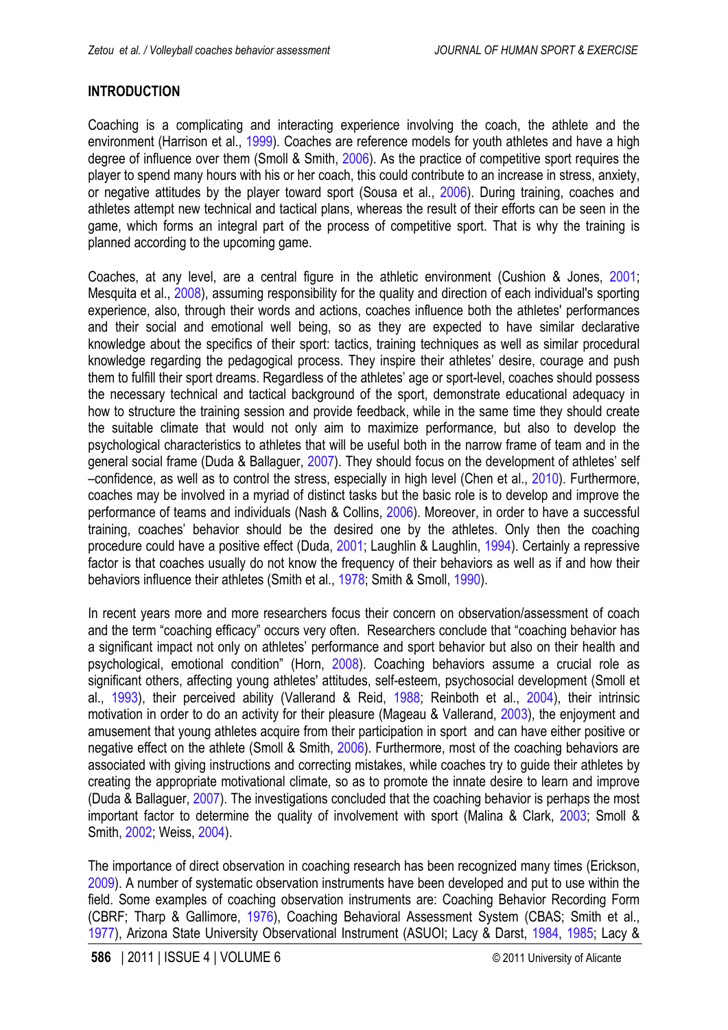## INTRODUCTION

Coaching is a complicating and interacting experience involving the coach, the athlete and the environment (Harrison et al., 1999). Coaches are reference models for youth athletes and have a high degree of influence over them (Smoll & Smith, 2006). As the practice of competitive sport requires the player to spend many hours with his or her coach, this could contribute to an increase in stress, anxiety, or negative attitudes by the player toward sport (Sousa et al., 2006). During training, coaches and athletes attempt new technical and tactical plans, whereas the result of their efforts can be seen in the game, which forms an integral part of the process of competitive sport. That is why the training is planned according to the upcoming game.

Coaches, at any level, are a central figure in the athletic environment (Cushion & Jones, 2001; Mesquita et al., 2008), assuming responsibility for the quality and direction of each individual's sporting experience, also, through their words and actions, coaches influence both the athletes' performances and their social and emotional well being, so as they are expected to have similar declarative knowledge about the specifics of their sport: tactics, training techniques as well as similar procedural knowledge regarding the pedagogical process. They inspire their athletes' desire, courage and push them to fulfill their sport dreams. Regardless of the athletes' age or sport-level, coaches should possess the necessary technical and tactical background of the sport, demonstrate educational adequacy in how to structure the training session and provide feedback, while in the same time they should create the suitable climate that would not only aim to maximize performance, but also to develop the psychological characteristics to athletes that will be useful both in the narrow frame of team and in the general social frame (Duda & Ballaguer, 2007). They should focus on the development of athletes' self –confidence, as well as to control the stress, especially in high level (Chen et al., 2010). Furthermore, coaches may be involved in a myriad of distinct tasks but the basic role is to develop and improve the performance of teams and individuals (Nash & Collins, 2006). Moreover, in order to have a successful training, coaches' behavior should be the desired one by the athletes. Only then the coaching procedure could have a positive effect (Duda, 2001; Laughlin & Laughlin, 1994). Certainly a repressive factor is that coaches usually do not know the frequency of their behaviors as well as if and how their behaviors influence their athletes (Smith et al., 1978; Smith & Smoll, 1990).

In recent years more and more researchers focus their concern on observation/assessment of coach and the term "coaching efficacy" occurs very often. Researchers conclude that "coaching behavior has a significant impact not only on athletes' performance and sport behavior but also on their health and psychological, emotional condition" (Horn, 2008). Coaching behaviors assume a crucial role as significant others, affecting young athletes' attitudes, self-esteem, psychosocial development (Smoll et al., 1993), their perceived ability (Vallerand & Reid, 1988; Reinboth et al., 2004), their intrinsic motivation in order to do an activity for their pleasure (Mageau & Vallerand, 2003), the enjoyment and amusement that young athletes acquire from their participation in sport and can have either positive or negative effect on the athlete (Smoll & Smith, 2006). Furthermore, most of the coaching behaviors are associated with giving instructions and correcting mistakes, while coaches try to guide their athletes by creating the appropriate motivational climate, so as to promote the innate desire to learn and improve (Duda & Ballaguer, 2007). The investigations concluded that the coaching behavior is perhaps the most important factor to determine the quality of involvement with sport (Malina & Clark, 2003; Smoll & Smith, 2002; Weiss, 2004).

The importance of direct observation in coaching research has been recognized many times (Erickson, 2009). A number of systematic observation instruments have been developed and put to use within the field. Some examples of coaching observation instruments are: Coaching Behavior Recording Form (CBRF; Tharp & Gallimore, 1976), Coaching Behavioral Assessment System (CBAS; Smith et al., 1977), Arizona State University Observational Instrument (ASUOI; Lacy & Darst, 1984, 1985; Lacy &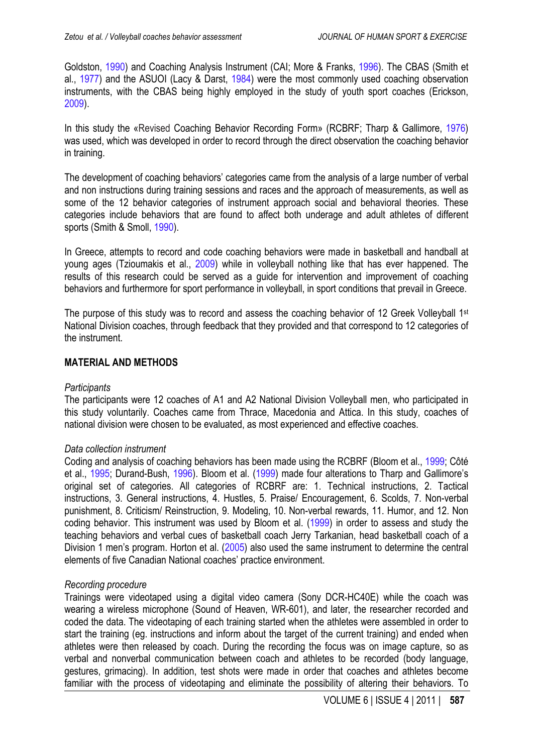Goldston, 1990) and Coaching Analysis Instrument (CAI; More & Franks, 1996). The CBAS (Smith et al., 1977) and the ASUOI (Lacy & Darst, 1984) were the most commonly used coaching observation instruments, with the CBAS being highly employed in the study of youth sport coaches (Erickson, 2009).

In this study the «Revised Coaching Behavior Recording Form» (RCBRF; Tharp & Gallimore, 1976) was used, which was developed in order to record through the direct observation the coaching behavior in training.

The development of coaching behaviors' categories came from the analysis of a large number of verbal and non instructions during training sessions and races and the approach of measurements, as well as some of the 12 behavior categories of instrument approach social and behavioral theories. These categories include behaviors that are found to affect both underage and adult athletes of different sports (Smith & Smoll, 1990).

In Greece, attempts to record and code coaching behaviors were made in basketball and handball at young ages (Tzioumakis et al., 2009) while in volleyball nothing like that has ever happened. The results of this research could be served as a guide for intervention and improvement of coaching behaviors and furthermore for sport performance in volleyball, in sport conditions that prevail in Greece.

The purpose of this study was to record and assess the coaching behavior of 12 Greek Volleyball 1st National Division coaches, through feedback that they provided and that correspond to 12 categories of the instrument.

## MATERIAL AND METHODS

*Participants*

The participants were 12 coaches of A1 and A2 National Division Volleyball men, who participated in this study voluntarily. Coaches came from Thrace, Macedonia and Attica. In this study, coaches of national division were chosen to be evaluated, as most experienced and effective coaches.

*Data collection instrument*

Coding and analysis of coaching behaviors has been made using the RCBRF (Bloom et al., 1999; Côté et al., 1995; Durand-Bush, 1996). Bloom et al. (1999) made four alterations to Tharp and Gallimore's original set of categories. All categories of RCBRF are: 1. Technical instructions, 2. Tactical instructions, 3. General instructions, 4. Hustles, 5. Praise/ Encouragement, 6. Scolds, 7. Non-verbal punishment, 8. Criticism/ Reinstruction, 9. Modeling, 10. Non-verbal rewards, 11. Humor, and 12. Non coding behavior. This instrument was used by Bloom et al. (1999) in order to assess and study the teaching behaviors and verbal cues of basketball coach Jerry Tarkanian, head basketball coach of a Division 1 men's program. Horton et al. (2005) also used the same instrument to determine the central elements of five Canadian National coaches' practice environment.

*Recording procedure*

Trainings were videotaped using a digital video camera (Sony DCR-HC40E) while the coach was wearing a wireless microphone (Sound of Heaven, WR-601), and later, the researcher recorded and coded the data. The videotaping of each training started when the athletes were assembled in order to start the training (eg. instructions and inform about the target of the current training) and ended when athletes were then released by coach. During the recording the focus was on image capture, so as verbal and nonverbal communication between coach and athletes to be recorded (body language, gestures, grimacing). In addition, test shots were made in order that coaches and athletes become familiar with the process of videotaping and eliminate the possibility of altering their behaviors. To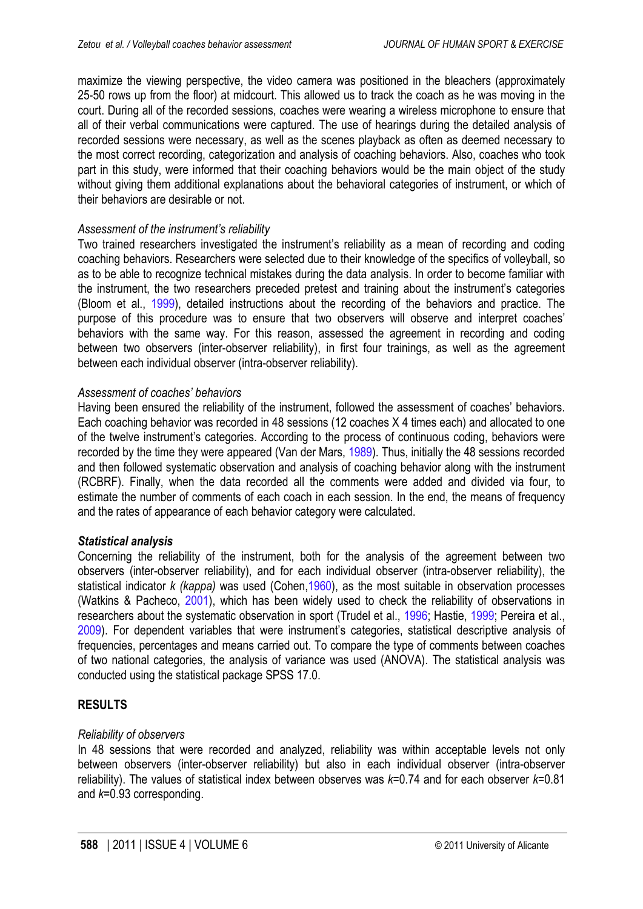maximize the viewing perspective, the video camera was positioned in the bleachers (approximately 25-50 rows up from the floor) at midcourt. This allowed us to track the coach as he was moving in the court. During all of the recorded sessions, coaches were wearing a wireless microphone to ensure that all of their verbal communications were captured. The use of hearings during the detailed analysis of recorded sessions were necessary, as well as the scenes playback as often as deemed necessary to the most correct recording, categorization and analysis of coaching behaviors. Also, coaches who took part in this study, were informed that their coaching behaviors would be the main object of the study without giving them additional explanations about the behavioral categories of instrument, or which of their behaviors are desirable or not.

*Assessment of the instrument's reliability*

Two trained researchers investigated the instrument's reliability as a mean of recording and coding coaching behaviors. Researchers were selected due to their knowledge of the specifics of volleyball, so as to be able to recognize technical mistakes during the data analysis. In order to become familiar with the instrument, the two researchers preceded pretest and training about the instrument's categories (Bloom et al., 1999), detailed instructions about the recording of the behaviors and practice. The purpose of this procedure was to ensure that two observers will observe and interpret coaches' behaviors with the same way. For this reason, assessed the agreement in recording and coding between two observers (inter-observer reliability), in first four trainings, as well as the agreement between each individual observer (intra-observer reliability).

*Assessment of coaches' behaviors*

Having been ensured the reliability of the instrument, followed the assessment of coaches' behaviors. Each coaching behavior was recorded in 48 sessions (12 coaches X 4 times each) and allocated to one of the twelve instrument's categories. According to the process of continuous coding, behaviors were recorded by the time they were appeared (Van der Mars, 1989). Thus, initially the 48 sessions recorded and then followed systematic observation and analysis of coaching behavior along with the instrument (RCBRF). Finally, when the data recorded all the comments were added and divided via four, to estimate the number of comments of each coach in each session. In the end, the means of frequency and the rates of appearance of each behavior category were calculated.

***Statistical analysis***

Concerning the reliability of the instrument, both for the analysis of the agreement between two observers (inter-observer reliability), and for each individual observer (intra-observer reliability), the statistical indicator *k (kappa)* was used (Cohen,1960), as the most suitable in observation processes (Watkins & Pacheco, 2001), which has been widely used to check the reliability of observations in researchers about the systematic observation in sport (Trudel et al., 1996; Hastie, 1999; Pereira et al., 2009). For dependent variables that were instrument's categories, statistical descriptive analysis of frequencies, percentages and means carried out. To compare the type of comments between coaches of two national categories, the analysis of variance was used (ANOVA). The statistical analysis was conducted using the statistical package SPSS 17.0.

## RESULTS

*Reliability of observers*

In 48 sessions that were recorded and analyzed, reliability was within acceptable levels not only between observers (inter-observer reliability) but also in each individual observer (intra-observer reliability). The values of statistical index between observes was $k$=0.74 and for each observer $k$=0.81 and $k$=0.93 corresponding.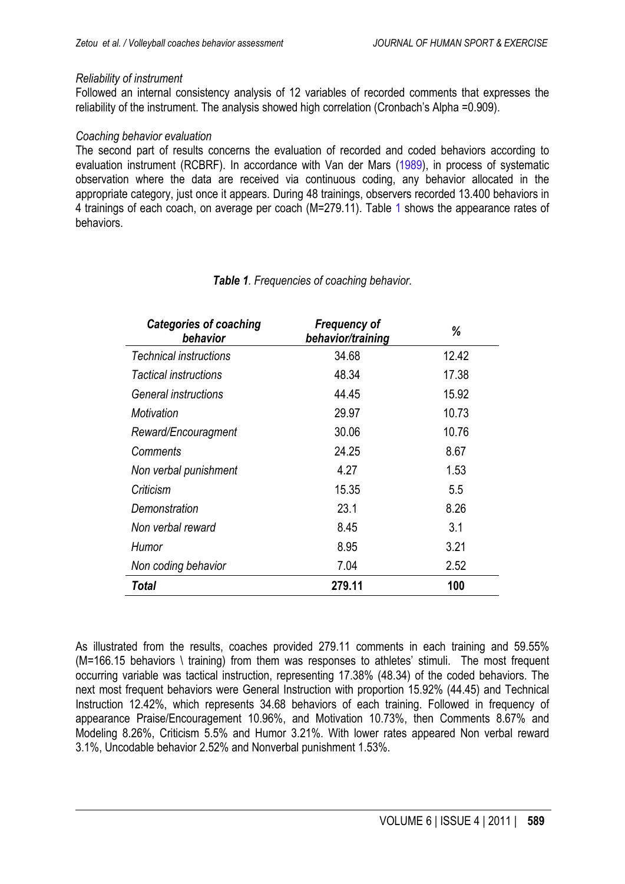*Reliability of instrument*

Followed an internal consistency analysis of 12 variables of recorded comments that expresses the reliability of the instrument. The analysis showed high correlation (Cronbach's Alpha =0.909).

*Coaching behavior evaluation*

The second part of results concerns the evaluation of recorded and coded behaviors according to evaluation instrument (RCBRF). In accordance with Van der Mars (1989), in process of systematic observation where the data are received via continuous coding, any behavior allocated in the appropriate category, just once it appears. During 48 trainings, observers recorded 13.400 behaviors in 4 trainings of each coach, on average per coach (M=279.11). Table 1 shows the appearance rates of behaviors.

***Table 1**. Frequencies of coaching behavior.*

| *Categories of coaching behavior* | *Frequency of behavior/training* | *%* |
|---|---|---|
| *Technical instructions* | 34.68 | 12.42 |
| *Tactical instructions* | 48.34 | 17.38 |
| *General instructions* | 44.45 | 15.92 |
| *Motivation* | 29.97 | 10.73 |
| *Reward/Encouragment* | 30.06 | 10.76 |
| *Comments* | 24.25 | 8.67 |
| *Non verbal punishment* | 4.27 | 1.53 |
| *Criticism* | 15.35 | 5.5 |
| *Demonstration* | 23.1 | 8.26 |
| *Non verbal reward* | 8.45 | 3.1 |
| *Humor* | 8.95 | 3.21 |
| *Non coding behavior* | 7.04 | 2.52 |
| ***Total*** | **279.11** | **100** |

As illustrated from the results, coaches provided 279.11 comments in each training and 59.55% (M=166.15 behaviors \ training) from them was responses to athletes' stimuli. The most frequent occurring variable was tactical instruction, representing 17.38% (48.34) of the coded behaviors. The next most frequent behaviors were General Instruction with proportion 15.92% (44.45) and Technical Instruction 12.42%, which represents 34.68 behaviors of each training. Followed in frequency of appearance Praise/Encouragement 10.96%, and Motivation 10.73%, then Comments 8.67% and Modeling 8.26%, Criticism 5.5% and Humor 3.21%. With lower rates appeared Non verbal reward 3.1%, Uncodable behavior 2.52% and Nonverbal punishment 1.53%.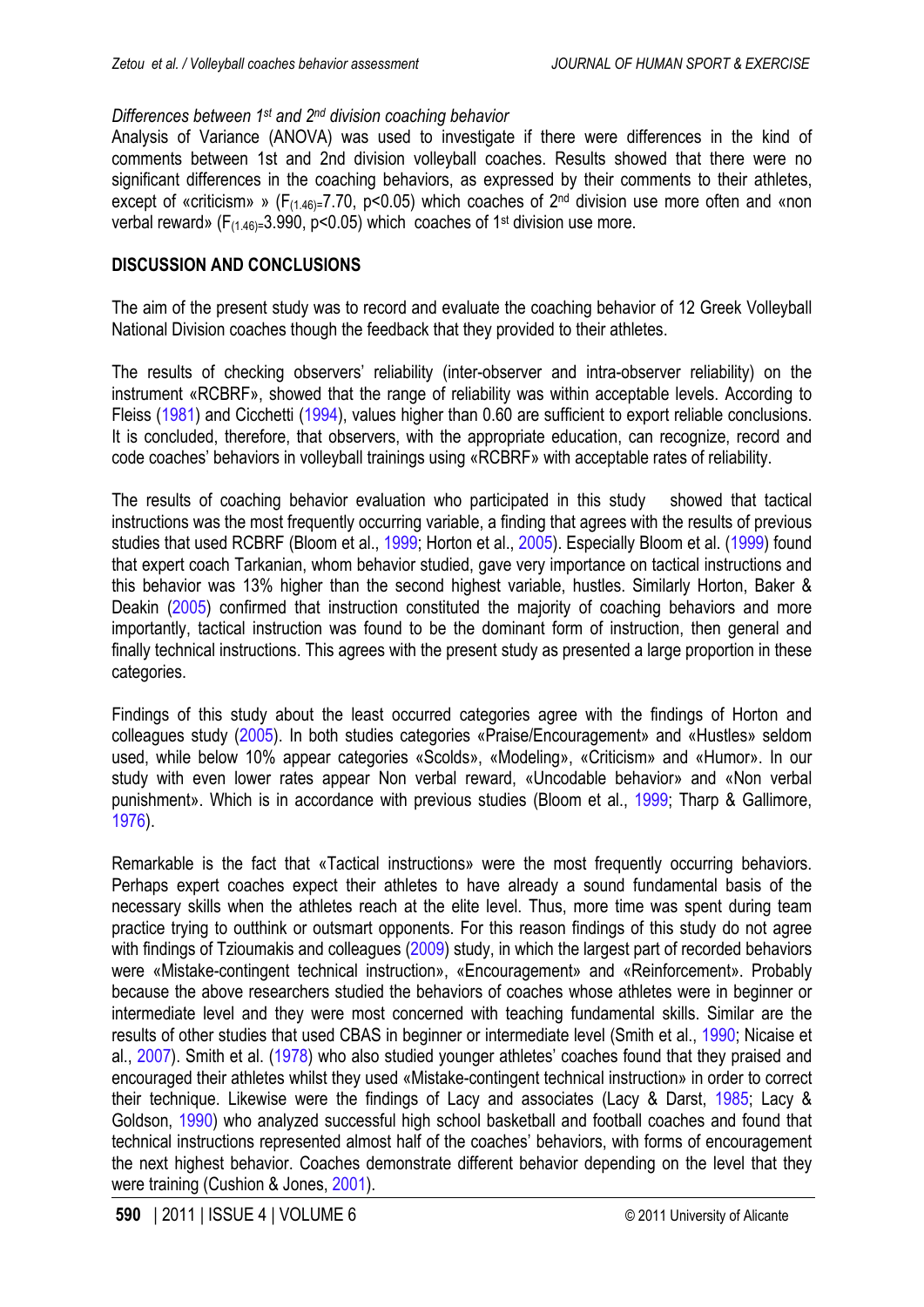*Differences between 1st and 2nd division coaching behavior*

Analysis of Variance (ANOVA) was used to investigate if there were differences in the kind of comments between 1st and 2nd division volleyball coaches. Results showed that there were no significant differences in the coaching behaviors, as expressed by their comments to their athletes, except of «criticism» » ($F_{(1.46)}$=7.70, $p<0.05$) which coaches of 2nd division use more often and «non verbal reward» ($F_{(1.46)}$=3.990, $p<0.05$) which coaches of 1st division use more.

## DISCUSSION AND CONCLUSIONS

The aim of the present study was to record and evaluate the coaching behavior of 12 Greek Volleyball National Division coaches though the feedback that they provided to their athletes.

The results of checking observers' reliability (inter-observer and intra-observer reliability) on the instrument «RCBRF», showed that the range of reliability was within acceptable levels. According to Fleiss (1981) and Cicchetti (1994), values higher than 0.60 are sufficient to export reliable conclusions. It is concluded, therefore, that observers, with the appropriate education, can recognize, record and code coaches' behaviors in volleyball trainings using «RCBRF» with acceptable rates of reliability.

The results of coaching behavior evaluation who participated in this study showed that tactical instructions was the most frequently occurring variable, a finding that agrees with the results of previous studies that used RCBRF (Bloom et al., 1999; Horton et al., 2005). Especially Bloom et al. (1999) found that expert coach Tarkanian, whom behavior studied, gave very importance on tactical instructions and this behavior was 13% higher than the second highest variable, hustles. Similarly Horton, Baker & Deakin (2005) confirmed that instruction constituted the majority of coaching behaviors and more importantly, tactical instruction was found to be the dominant form of instruction, then general and finally technical instructions. This agrees with the present study as presented a large proportion in these categories.

Findings of this study about the least occurred categories agree with the findings of Horton and colleagues study (2005). In both studies categories «Praise/Encouragement» and «Hustles» seldom used, while below 10% appear categories «Scolds», «Modeling», «Criticism» and «Humor». In our study with even lower rates appear Non verbal reward, «Uncodable behavior» and «Non verbal punishment». Which is in accordance with previous studies (Bloom et al., 1999; Tharp & Gallimore, 1976).

Remarkable is the fact that «Tactical instructions» were the most frequently occurring behaviors. Perhaps expert coaches expect their athletes to have already a sound fundamental basis of the necessary skills when the athletes reach at the elite level. Thus, more time was spent during team practice trying to outthink or outsmart opponents. For this reason findings of this study do not agree with findings of Tzioumakis and colleagues (2009) study, in which the largest part of recorded behaviors were «Mistake-contingent technical instruction», «Encouragement» and «Reinforcement». Probably because the above researchers studied the behaviors of coaches whose athletes were in beginner or intermediate level and they were most concerned with teaching fundamental skills. Similar are the results of other studies that used CBAS in beginner or intermediate level (Smith et al., 1990; Nicaise et al., 2007). Smith et al. (1978) who also studied younger athletes' coaches found that they praised and encouraged their athletes whilst they used «Mistake-contingent technical instruction» in order to correct their technique. Likewise were the findings of Lacy and associates (Lacy & Darst, 1985; Lacy & Goldson, 1990) who analyzed successful high school basketball and football coaches and found that technical instructions represented almost half of the coaches' behaviors, with forms of encouragement the next highest behavior. Coaches demonstrate different behavior depending on the level that they were training (Cushion & Jones, 2001).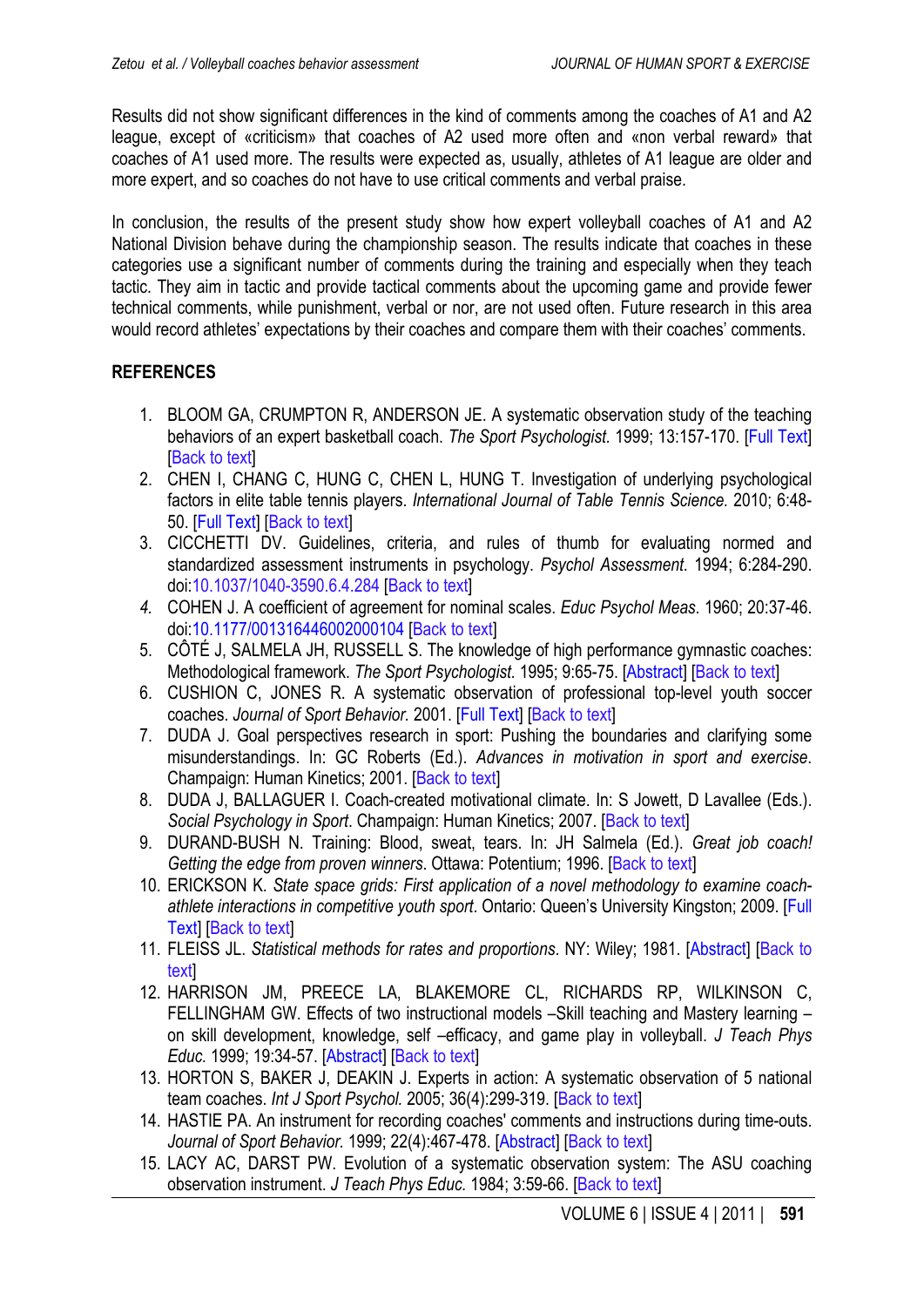Results did not show significant differences in the kind of comments among the coaches of A1 and A2 league, except of «criticism» that coaches of A2 used more often and «non verbal reward» that coaches of A1 used more. The results were expected as, usually, athletes of A1 league are older and more expert, and so coaches do not have to use critical comments and verbal praise.

In conclusion, the results of the present study show how expert volleyball coaches of A1 and A2 National Division behave during the championship season. The results indicate that coaches in these categories use a significant number of comments during the training and especially when they teach tactic. They aim in tactic and provide tactical comments about the upcoming game and provide fewer technical comments, while punishment, verbal or nor, are not used often. Future research in this area would record athletes' expectations by their coaches and compare them with their coaches' comments.

## REFERENCES

1. BLOOM GA, CRUMPTON R, ANDERSON JE. A systematic observation study of the teaching behaviors of an expert basketball coach. *The Sport Psychologist*. 1999; 13:157-170. [Full Text] [Back to text]
2. CHEN I, CHANG C, HUNG C, CHEN L, HUNG T. Investigation of underlying psychological factors in elite table tennis players. *International Journal of Table Tennis Science.* 2010; 6:48-50. [Full Text] [Back to text]
3. CICCHETTI DV. Guidelines, criteria, and rules of thumb for evaluating normed and standardized assessment instruments in psychology. *Psychol Assessment*. 1994; 6:284-290. doi:10.1037/1040-3590.6.4.284 [Back to text]
4. COHEN J. A coefficient of agreement for nominal scales. *Educ Psychol Meas*. 1960; 20:37-46. doi:10.1177/001316446002000104 [Back to text]
5. CÔTÉ J, SALMELA JH, RUSSELL S. The knowledge of high performance gymnastic coaches: Methodological framework. *The Sport Psychologist.* 1995; 9:65-75. [Abstract] [Back to text]
6. CUSHION C, JONES R. A systematic observation of professional top-level youth soccer coaches. *Journal of Sport Behavior.* 2001. [Full Text] [Back to text]
7. DUDA J. Goal perspectives research in sport: Pushing the boundaries and clarifying some misunderstandings. In: GC Roberts (Ed.). *Advances in motivation in sport and exercise*. Champaign: Human Kinetics; 2001. [Back to text]
8. DUDA J, BALLAGUER I. Coach-created motivational climate. In: S Jowett, D Lavallee (Eds.). *Social Psychology in Sport*. Champaign: Human Kinetics; 2007. [Back to text]
9. DURAND-BUSH N. Training: Blood, sweat, tears. In: JH Salmela (Ed.). *Great job coach! Getting the edge from proven winners*. Ottawa: Potentium; 1996. [Back to text]
10. ERICKSON K. *State space grids: First application of a novel methodology to examine coach-athlete interactions in competitive youth sport*. Ontario: Queen's University Kingston; 2009. [Full Text] [Back to text]
11. FLEISS JL. *Statistical methods for rates and proportions*. NY: Wiley; 1981. [Abstract] [Back to text]
12. HARRISON JM, PREECE LA, BLAKEMORE CL, RICHARDS RP, WILKINSON C, FELLINGHAM GW. Effects of two instructional models –Skill teaching and Mastery learning – on skill development, knowledge, self –efficacy, and game play in volleyball. *J Teach Phys Educ.* 1999; 19:34-57. [Abstract] [Back to text]
13. HORTON S, BAKER J, DEAKIN J. Experts in action: A systematic observation of 5 national team coaches. *Int J Sport Psychol.* 2005; 36(4):299-319. [Back to text]
14. HASTIE PA. An instrument for recording coaches' comments and instructions during time-outs. *Journal of Sport Behavior.* 1999; 22(4):467-478. [Abstract] [Back to text]
15. LACY AC, DARST PW. Evolution of a systematic observation system: The ASU coaching observation instrument. *J Teach Phys Educ.* 1984; 3:59-66. [Back to text]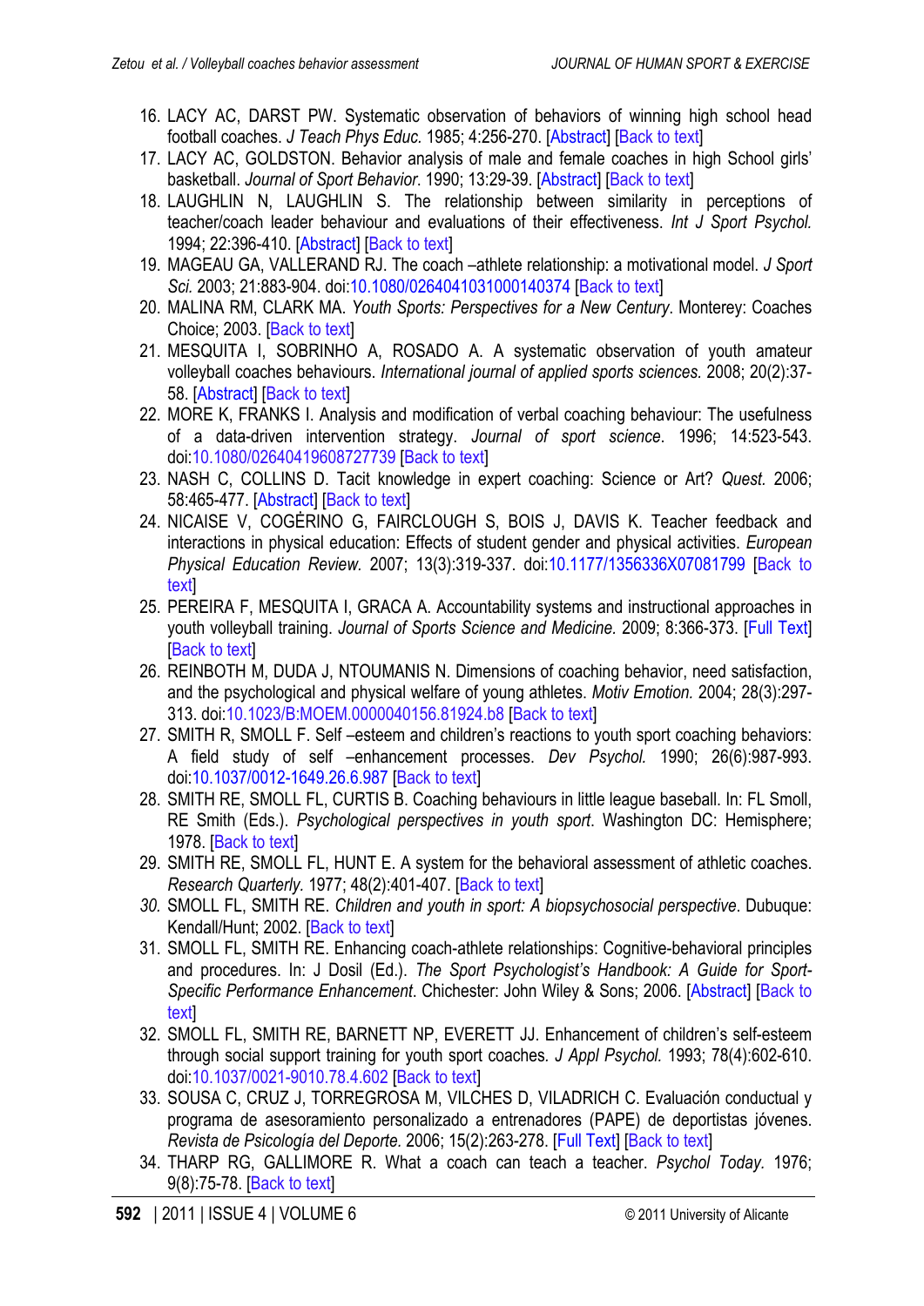16. LACY AC, DARST PW. Systematic observation of behaviors of winning high school head football coaches. *J Teach Phys Educ.* 1985; 4:256-270. [Abstract] [Back to text]
17. LACY AC, GOLDSTON. Behavior analysis of male and female coaches in high School girls' basketball. *Journal of Sport Behavior.* 1990; 13:29-39. [Abstract] [Back to text]
18. LAUGHLIN N, LAUGHLIN S. The relationship between similarity in perceptions of teacher/coach leader behaviour and evaluations of their effectiveness. *Int J Sport Psychol.* 1994; 22:396-410. [Abstract] [Back to text]
19. MAGEAU GA, VALLERAND RJ. The coach –athlete relationship: a motivational model. *J Sport Sci.* 2003; 21:883-904. doi:10.1080/0264041031000140374 [Back to text]
20. MALINA RM, CLARK MA. *Youth Sports: Perspectives for a New Century*. Monterey: Coaches Choice; 2003. [Back to text]
21. MESQUITA I, SOBRINHO A, ROSADO A. A systematic observation of youth amateur volleyball coaches behaviours. *International journal of applied sports sciences.* 2008; 20(2):37-58. [Abstract] [Back to text]
22. MORE K, FRANKS I. Analysis and modification of verbal coaching behaviour: The usefulness of a data-driven intervention strategy. *Journal of sport science*. 1996; 14:523-543. doi:10.1080/02640419608727739 [Back to text]
23. NASH C, COLLINS D. Tacit knowledge in expert coaching: Science or Art? *Quest.* 2006; 58:465-477. [Abstract] [Back to text]
24. NICAISE V, COGÈRINO G, FAIRCLOUGH S, BOIS J, DAVIS K. Teacher feedback and interactions in physical education: Effects of student gender and physical activities. *European Physical Education Review.* 2007; 13(3):319-337. doi:10.1177/1356336X07081799 [Back to text]
25. PEREIRA F, MESQUITA I, GRACA A. Accountability systems and instructional approaches in youth volleyball training. *Journal of Sports Science and Medicine.* 2009; 8:366-373. [Full Text] [Back to text]
26. REINBOTH M, DUDA J, NTOUMANIS N. Dimensions of coaching behavior, need satisfaction, and the psychological and physical welfare of young athletes. *Motiv Emotion.* 2004; 28(3):297-313. doi:10.1023/B:MOEM.0000040156.81924.b8 [Back to text]
27. SMITH R, SMOLL F. Self –esteem and children's reactions to youth sport coaching behaviors: A field study of self –enhancement processes. *Dev Psychol.* 1990; 26(6):987-993. doi:10.1037/0012-1649.26.6.987 [Back to text]
28. SMITH RE, SMOLL FL, CURTIS B. Coaching behaviours in little league baseball. In: FL Smoll, RE Smith (Eds.). *Psychological perspectives in youth sport*. Washington DC: Hemisphere; 1978. [Back to text]
29. SMITH RE, SMOLL FL, HUNT E. A system for the behavioral assessment of athletic coaches. *Research Quarterly.* 1977; 48(2):401-407. [Back to text]
30. SMOLL FL, SMITH RE. *Children and youth in sport: A biopsychosocial perspective*. Dubuque: Kendall/Hunt; 2002. [Back to text]
31. SMOLL FL, SMITH RE. Enhancing coach-athlete relationships: Cognitive-behavioral principles and procedures. In: J Dosil (Ed.). *The Sport Psychologist's Handbook: A Guide for Sport-Specific Performance Enhancement*. Chichester: John Wiley & Sons; 2006. [Abstract] [Back to text]
32. SMOLL FL, SMITH RE, BARNETT NP, EVERETT JJ. Enhancement of children's self-esteem through social support training for youth sport coaches. *J Appl Psychol.* 1993; 78(4):602-610. doi:10.1037/0021-9010.78.4.602 [Back to text]
33. SOUSA C, CRUZ J, TORREGROSA M, VILCHES D, VILADRICH C. Evaluación conductual y programa de asesoramiento personalizado a entrenadores (PAPE) de deportistas jóvenes. *Revista de Psicología del Deporte.* 2006; 15(2):263-278. [Full Text] [Back to text]
34. THARP RG, GALLIMORE R. What a coach can teach a teacher. *Psychol Today.* 1976; 9(8):75-78. [Back to text]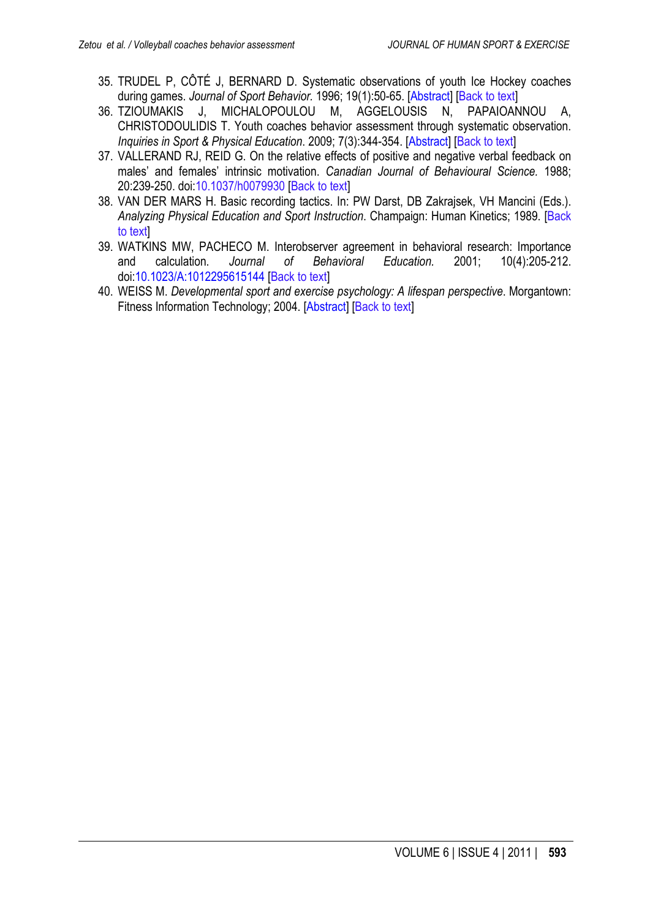35. TRUDEL P, CÔTÉ J, BERNARD D. Systematic observations of youth Ice Hockey coaches during games. *Journal of Sport Behavior.* 1996; 19(1):50-65. [Abstract] [Back to text]
36. TZIOUMAKIS J, MICHALOPOULOU M, AGGELOUSIS N, PAPAIOANNOU A, CHRISTODOULIDIS T. Youth coaches behavior assessment through systematic observation. *Inquiries in Sport & Physical Education*. 2009; 7(3):344-354. [Abstract] [Back to text]
37. VALLERAND RJ, REID G. On the relative effects of positive and negative verbal feedback on males' and females' intrinsic motivation. *Canadian Journal of Behavioural Science.* 1988; 20:239-250. doi:10.1037/h0079930 [Back to text]
38. VAN DER MARS H. Basic recording tactics. In: PW Darst, DB Zakrajsek, VH Mancini (Eds.). *Analyzing Physical Education and Sport Instruction*. Champaign: Human Kinetics; 1989. [Back to text]
39. WATKINS MW, PACHECO M. Interobserver agreement in behavioral research: Importance and calculation. *Journal of Behavioral Education.* 2001; 10(4):205-212. doi:10.1023/A:1012295615144 [Back to text]
40. WEISS M. *Developmental sport and exercise psychology: A lifespan perspective*. Morgantown: Fitness Information Technology; 2004. [Abstract] [Back to text]